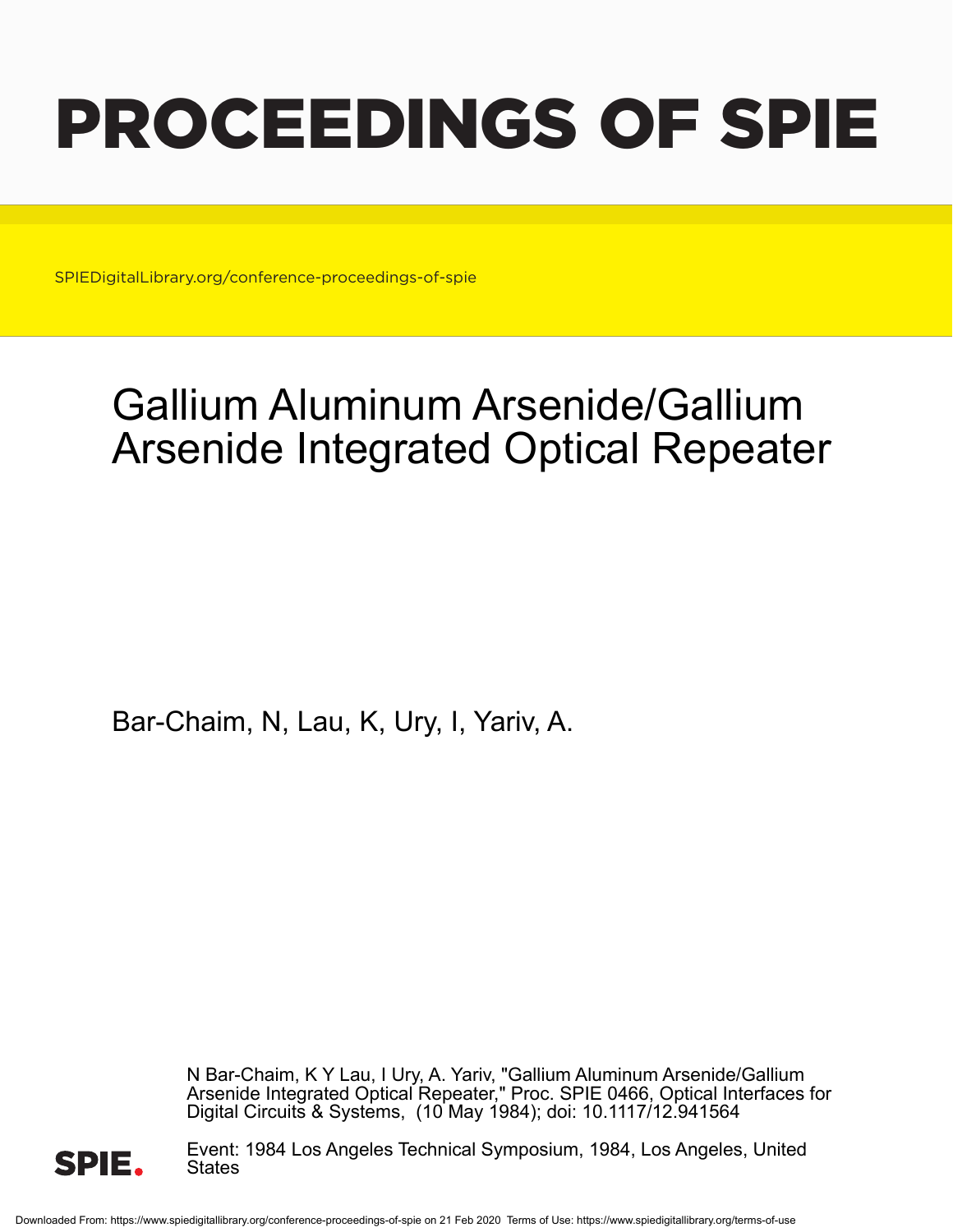# PROCEEDINGS OF SPIE

SPIEDigitalLibrary.org/conference-proceedings-of-spie

# Gallium Aluminum Arsenide/Gallium Arsenide Integrated Optical Repeater

Bar-Chaim, N, Lau, K, Ury, I, Yariv, A.

N Bar-Chaim, K Y Lau, I Ury, A. Yariv, "Gallium Aluminum Arsenide/Gallium Arsenide Integrated Optical Repeater," Proc. SPIE 0466, Optical Interfaces for Digital Circuits & Systems, (10 May 1984); doi: 10.1117/12.941564

Event: 1984 Los Angeles Technical Symposium, 1984, Los Angeles, United States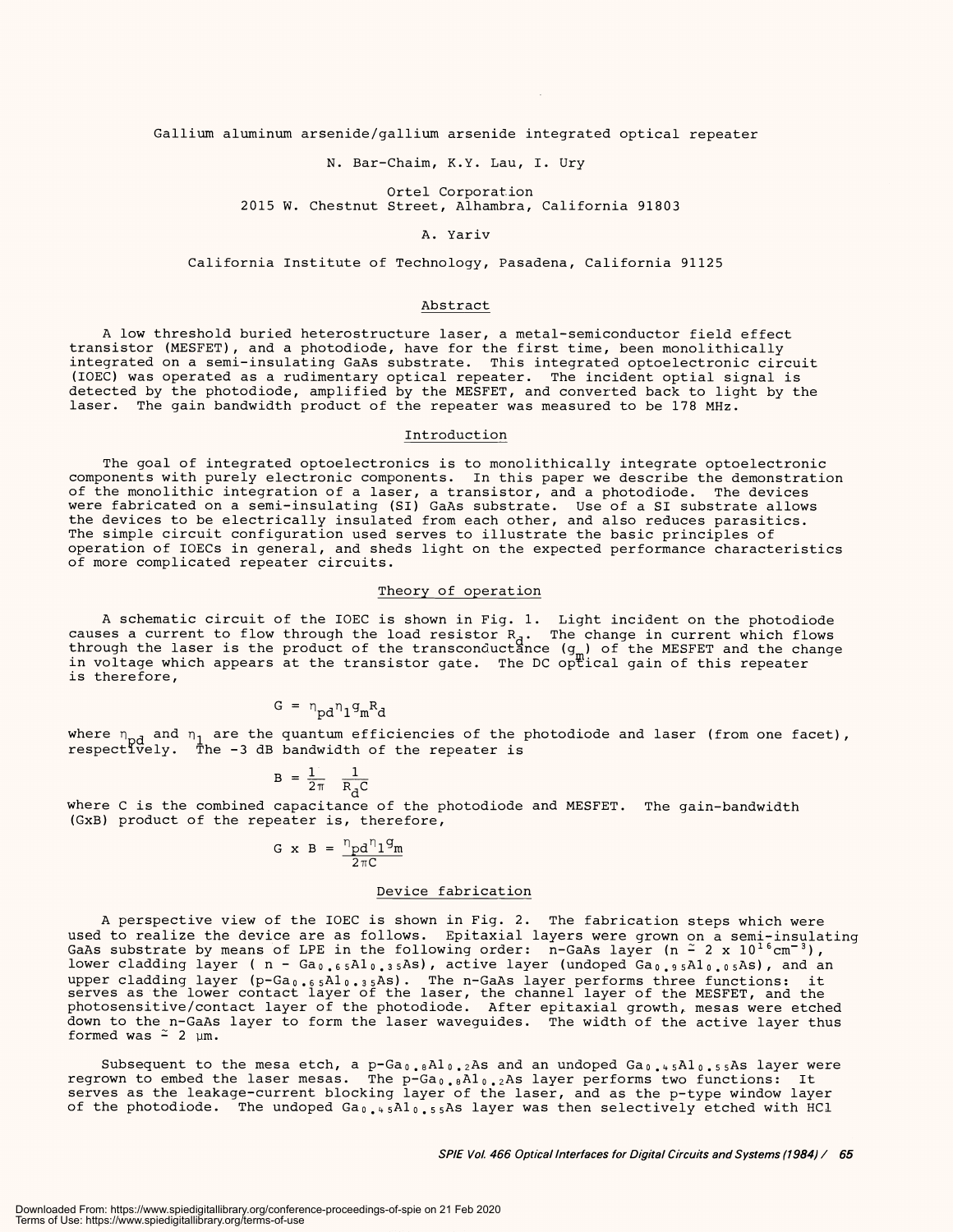# Gallium aluminum arsenide/gallium arsenide integrated optical repeater

N. Bar-Chaim, K.Y. Lau, I. Ury

Ortel Corporation
2015 W. Chestnut Street, Alhambra, California 91803

A. Yariv

California Institute of Technology, Pasadena, California 91125

## Abstract

A low threshold buried heterostructure laser, a metal-semiconductor field effect transistor (MESFET), and a photodiode, have for the first time, been monolithically integrated on a semi-insulating GaAs substrate. This integrated optoelectronic circuit (IOEC) was operated as a rudimentary optical repeater. The incident optical signal is detected by the photodiode, amplified by the MESFET, and converted back to light by the laser. The gain bandwidth product of the repeater was measured to be 178 MHz.

## Introduction

The goal of integrated optoelectronics is to monolithically integrate optoelectronic components with purely electronic components. In this paper we describe the demonstration of the monolithic integration of a laser, a transistor, and a photodiode. The devices were fabricated on a semi-insulating (SI) GaAs substrate. Use of a SI substrate allows the devices to be electrically insulated from each other, and also reduces parasitics. The simple circuit configuration used serves to illustrate the basic principles of operation of IOECs in general, and sheds light on the expected performance characteristics of more complicated repeater circuits.

## Theory of operation

A schematic circuit of the IOEC is shown in Fig. 1. Light incident on the photodiode causes a current to flow through the load resistor $R_d$. The change in current which flows through the laser is the product of the transconductance ($g_m$) of the MESFET and the change in voltage which appears at the transistor gate. The DC optical gain of this repeater is therefore,

$$G = \eta_{pd}\eta_1 g_m R_d$$

where $\eta_{pd}$ and $\eta_1$ are the quantum efficiencies of the photodiode and laser (from one facet), respectively. The -3 dB bandwidth of the repeater is

$$B = \frac{1}{2\pi}\ \frac{1}{R_d C}$$

where C is the combined capacitance of the photodiode and MESFET. The gain-bandwidth (GxB) product of the repeater is, therefore,

$$G \times B = \frac{\eta_{pd}\eta_1 g_m}{2\pi C}$$

## Device fabrication

A perspective view of the IOEC is shown in Fig. 2. The fabrication steps which were used to realize the device are as follows. Epitaxial layers were grown on a semi-insulating GaAs substrate by means of LPE in the following order: n-GaAs layer ($n \simeq 2 \times 10^{16} cm^{-3}$), lower cladding layer ( n - $Ga_{0.65}Al_{0.35}As$), active layer (undoped $Ga_{0.95}Al_{0.05}As$), and an upper cladding layer (p-$Ga_{0.65}Al_{0.35}As$). The n-GaAs layer performs three functions: it serves as the lower contact layer of the laser, the channel layer of the MESFET, and the photosensitive/contact layer of the photodiode. After epitaxial growth, mesas were etched down to the n-GaAs layer to form the laser waveguides. The width of the active layer thus formed was $\simeq$ 2 μm.

Subsequent to the mesa etch, a p-$Ga_{0.8}Al_{0.2}As$ and an undoped $Ga_{0.45}Al_{0.55}As$ layer were regrown to embed the laser mesas. The p-$Ga_{0.8}Al_{0.2}As$ layer performs two functions: It serves as the leakage-current blocking layer of the laser, and as the p-type window layer of the photodiode. The undoped $Ga_{0.45}Al_{0.55}As$ layer was then selectively etched with HCl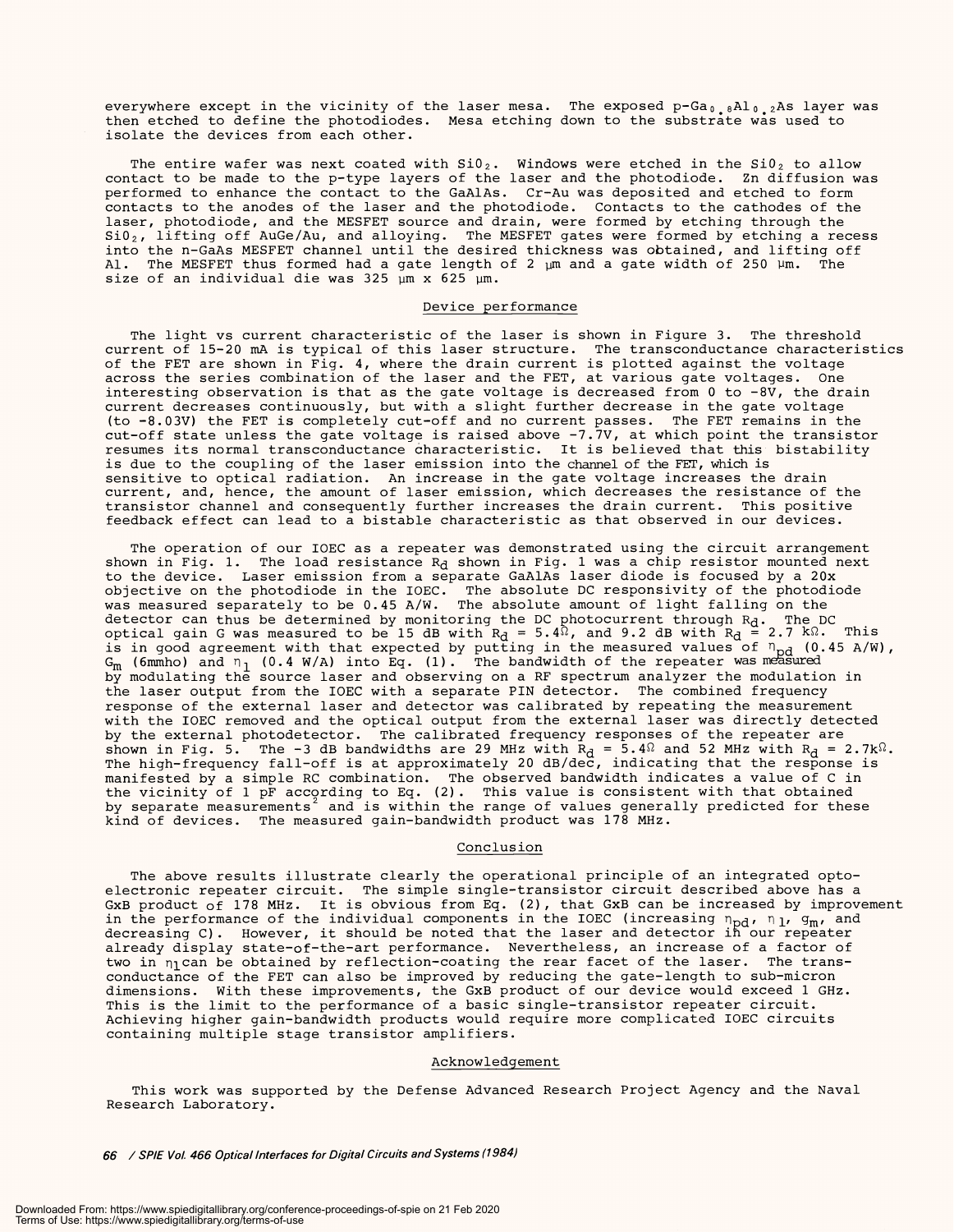everywhere except in the vicinity of the laser mesa. The exposed p-$Ga_{0.8}Al_{0.2}As$ layer was then etched to define the photodiodes. Mesa etching down to the substrate was used to isolate the devices from each other.

The entire wafer was next coated with $SiO_2$. Windows were etched in the $SiO_2$ to allow contact to be made to the p-type layers of the laser and the photodiode. Zn diffusion was performed to enhance the contact to the GaAlAs. Cr-Au was deposited and etched to form contacts to the anodes of the laser and the photodiode. Contacts to the cathodes of the laser, photodiode, and the MESFET source and drain, were formed by etching through the $SiO_2$, lifting off AuGe/Au, and alloying. The MESFET gates were formed by etching a recess into the n-GaAs MESFET channel until the desired thickness was obtained, and lifting off Al. The MESFET thus formed had a gate length of 2 μm and a gate width of 250 μm. The size of an individual die was 325 μm x 625 μm.

## Device performance

The light vs current characteristic of the laser is shown in Figure 3. The threshold current of 15-20 mA is typical of this laser structure. The transconductance characteristics of the FET are shown in Fig. 4, where the drain current is plotted against the voltage across the series combination of the laser and the FET, at various gate voltages. One interesting observation is that as the gate voltage is decreased from 0 to -8V, the drain current decreases continuously, but with a slight further decrease in the gate voltage (to -8.03V) the FET is completely cut-off and no current passes. The FET remains in the cut-off state unless the gate voltage is raised above -7.7V, at which point the transistor resumes its normal transconductance characteristic. It is believed that this bistability is due to the coupling of the laser emission into the channel of the FET, which is sensitive to optical radiation. An increase in the gate voltage increases the drain current, and, hence, the amount of laser emission, which decreases the resistance of the transistor channel and consequently further increases the drain current. This positive feedback effect can lead to a bistable characteristic as that observed in our devices.

The operation of our IOEC as a repeater was demonstrated using the circuit arrangement shown in Fig. 1. The load resistance $R_d$ shown in Fig. 1 was a chip resistor mounted next to the device. Laser emission from a separate GaAlAs laser diode is focused by a 20x objective on the photodiode in the IOEC. The absolute DC responsivity of the photodiode was measured separately to be 0.45 A/W. The absolute amount of light falling on the detector can thus be determined by monitoring the DC photocurrent through $R_d$. The DC optical gain G was measured to be 15 dB with $R_d$ = 5.4Ω, and 9.2 dB with $R_d$ = 2.7 kΩ. This is in good agreement with that expected by putting in the measured values of $\eta_{pd}$ (0.45 A/W), $G_m$ (6mmho) and $\eta_l$ (0.4 W/A) into Eq. (1). The bandwidth of the repeater was measured by modulating the source laser and observing on a RF spectrum analyzer the modulation in the laser output from the IOEC with a separate PIN detector. The combined frequency response of the external laser and detector was calibrated by repeating the measurement with the IOEC removed and the optical output from the external laser was directly detected by the external photodetector. The calibrated frequency responses of the repeater are shown in Fig. 5. The -3 dB bandwidths are 29 MHz with $R_d$ = 5.4Ω and 52 MHz with $R_d$ = 2.7kΩ. The high-frequency fall-off is at approximately 20 dB/dec, indicating that the response is manifested by a simple RC combination. The observed bandwidth indicates a value of C in the vicinity of 1 pF according to Eq. (2). This value is consistent with that obtained by separate measurements[2] and is within the range of values generally predicted for these kind of devices. The measured gain-bandwidth product was 178 MHz.

## Conclusion

The above results illustrate clearly the operational principle of an integrated opto-electronic repeater circuit. The simple single-transistor circuit described above has a GxB product of 178 MHz. It is obvious from Eq. (2), that GxB can be increased by improvement in the performance of the individual components in the IOEC (increasing $\eta_{pd}$, $\eta_l$, $g_m$, and decreasing C). However, it should be noted that the laser and detector in our repeater already display state-of-the-art performance. Nevertheless, an increase of a factor of two in $\eta_l$ can be obtained by reflection-coating the rear facet of the laser. The transconductance of the FET can also be improved by reducing the gate-length to sub-micron dimensions. With these improvements, the GxB product of our device would exceed 1 GHz. This is the limit to the performance of a basic single-transistor repeater circuit. Achieving higher gain-bandwidth products would require more complicated IOEC circuits containing multiple stage transistor amplifiers.

## Acknowledgement

This work was supported by the Defense Advanced Research Project Agency and the Naval Research Laboratory.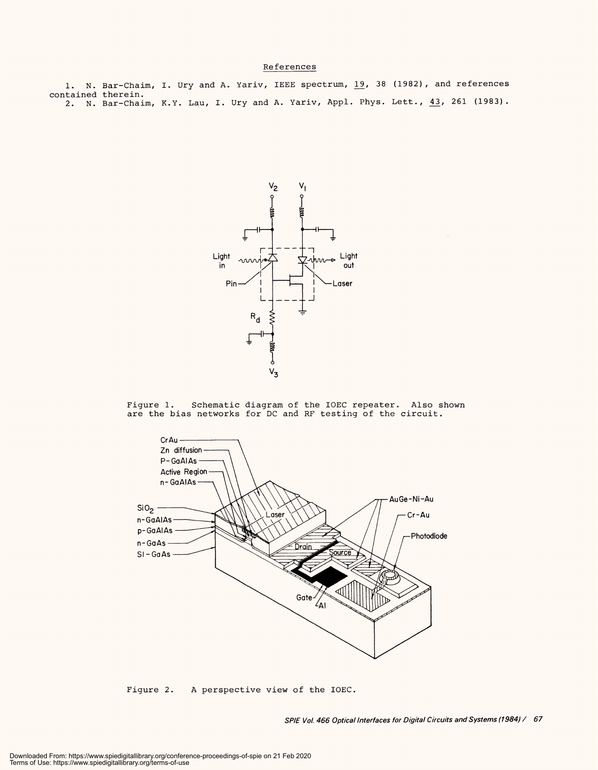## References

1. N. Bar-Chaim, I. Ury and A. Yariv, IEEE spectrum, 19, 38 (1982), and references contained therein.
2. N. Bar-Chaim, K.Y. Lau, I. Ury and A. Yariv, Appl. Phys. Lett., 43, 261 (1983).

Figure 1. Schematic diagram of the IOEC repeater. Also shown are the bias networks for DC and RF testing of the circuit.

Figure 2. A perspective view of the IOEC.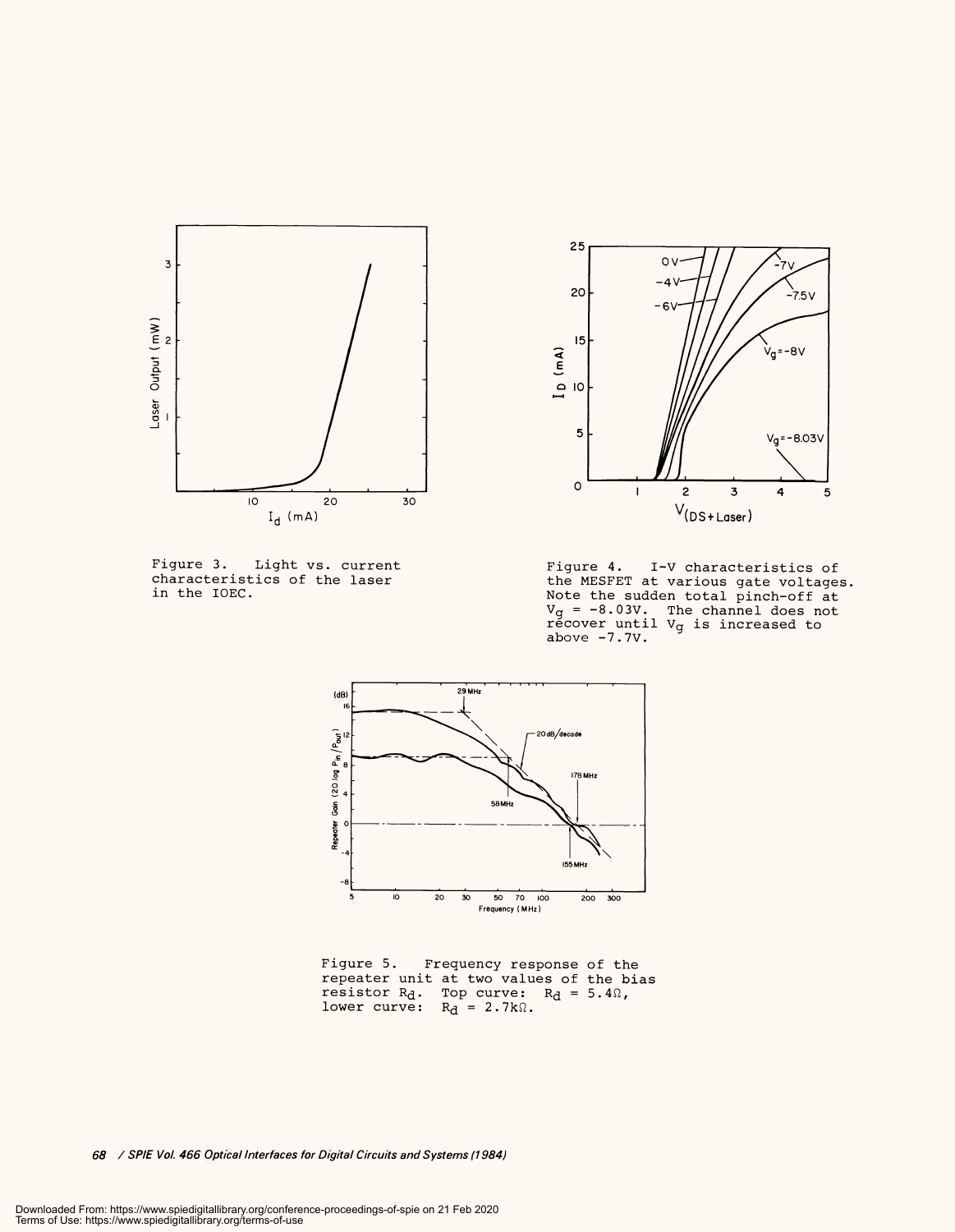Laser Output (mW)

3

2

1

10

20

30

$I_d$ (mA)

Figure 3. Light vs. current characteristics of the laser in the IOEC.

25

20

15

10

5

0

$I_D$ (mA)

0V

-4V

-6V

-7V

-7.5V

$V_g$=-8V

$V_g$=-8.03V

1

2

3

4

5

$V_{(DS+Laser)}$

Figure 4. I-V characteristics of the MESFET at various gate voltages. Note the sudden total pinch-off at $V_g$ = -8.03V. The channel does not recover until $V_g$ is increased to above -7.7V.

(dB)

16

12

8

4

0

-4

-8

Repeater Gain (20 log $P_{in}/P_{out}$)

29 MHz

20 dB/decade

178 MHz

58 MHz

155 MHz

5

10

20

30

50

70

100

200

300

Frequency (MHz)

Figure 5. Frequency response of the repeater unit at two values of the bias resistor $R_d$. Top curve: $R_d$ = 5.4Ω, lower curve: $R_d$ = 2.7kΩ.